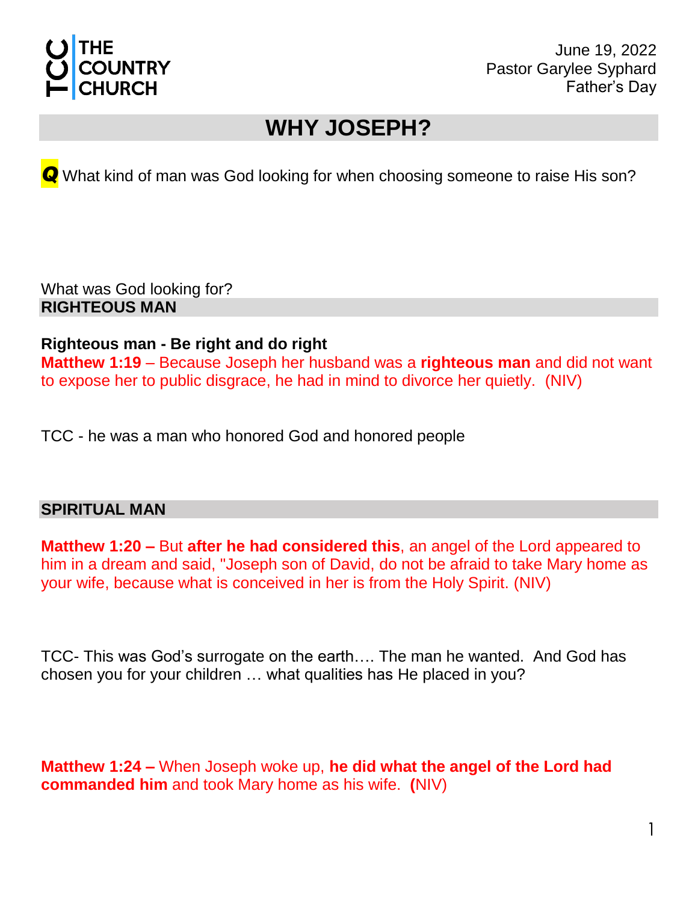THE COUNTRY CHURCH

June 19, 2022
Pastor Garylee Syphard
Father's Day

# WHY JOSEPH?

***Q*** What kind of man was God looking for when choosing someone to raise His son?

What was God looking for?

## RIGHTEOUS MAN

**Righteous man - Be right and do right**

**Matthew 1:19** – Because Joseph her husband was a **righteous man** and did not want to expose her to public disgrace, he had in mind to divorce her quietly. (NIV)

TCC - he was a man who honored God and honored people

## SPIRITUAL MAN

**Matthew 1:20 –** But **after he had considered this**, an angel of the Lord appeared to him in a dream and said, "Joseph son of David, do not be afraid to take Mary home as your wife, because what is conceived in her is from the Holy Spirit. (NIV)

TCC- This was God's surrogate on the earth…. The man he wanted. And God has chosen you for your children … what qualities has He placed in you?

**Matthew 1:24 –** When Joseph woke up, **he did what the angel of the Lord had commanded him** and took Mary home as his wife. **(**NIV)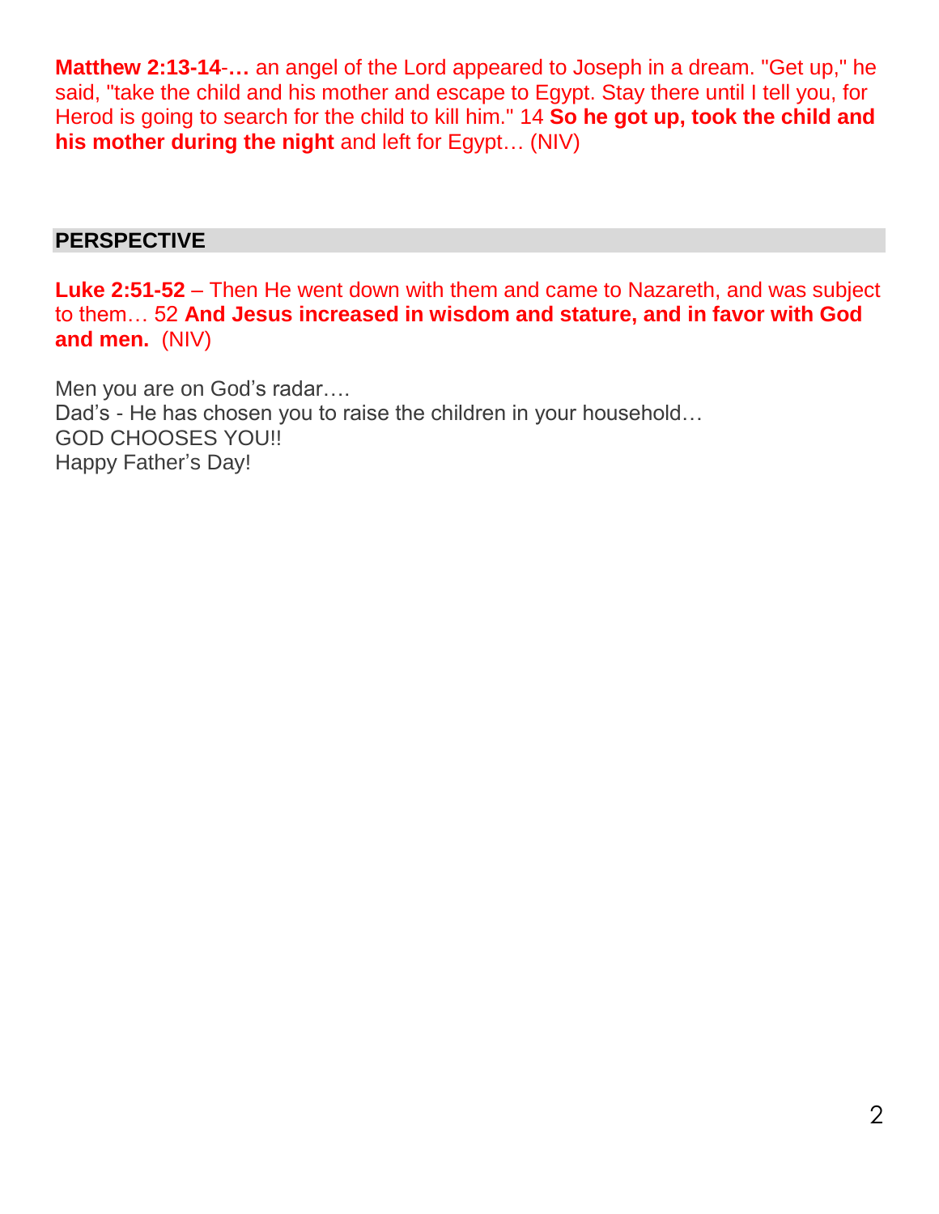**Matthew 2:13-14-…** an angel of the Lord appeared to Joseph in a dream. "Get up," he said, "take the child and his mother and escape to Egypt. Stay there until I tell you, for Herod is going to search for the child to kill him." 14 **So he got up, took the child and his mother during the night** and left for Egypt… (NIV)

## PERSPECTIVE

**Luke 2:51-52** – Then He went down with them and came to Nazareth, and was subject to them… 52 **And Jesus increased in wisdom and stature, and in favor with God and men.** (NIV)

Men you are on God's radar….
Dad's - He has chosen you to raise the children in your household…
GOD CHOOSES YOU!!
Happy Father's Day!